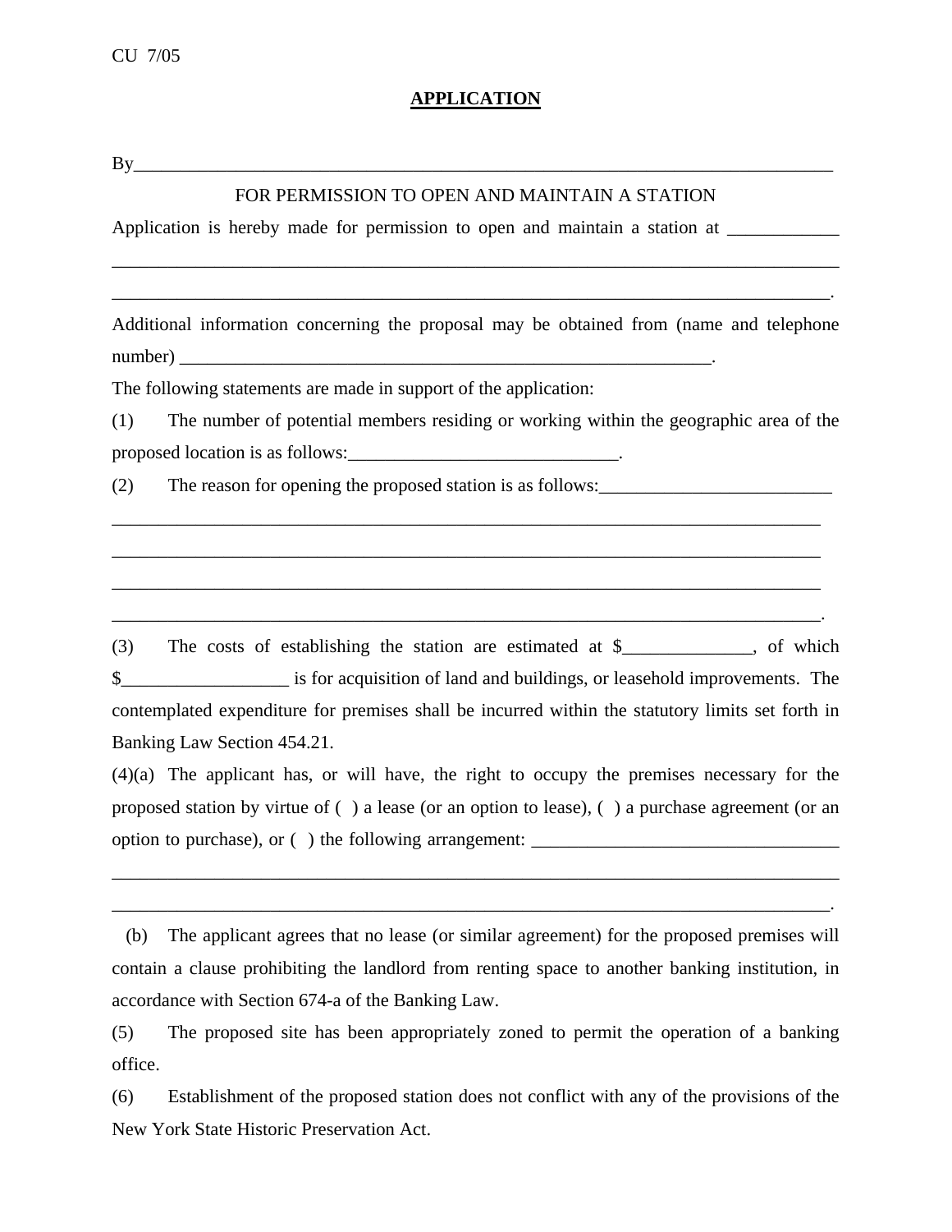CU 7/05

## APPLICATION

By______________________________________________________________________________

FOR PERMISSION TO OPEN AND MAINTAIN A STATION

Application is hereby made for permission to open and maintain a station at ____________ ________________________________________________________________________________ _______________________________________________________________________________.

Additional information concerning the proposal may be obtained from (name and telephone number) ____________________________________________________________.

The following statements are made in support of the application:

(1) The number of potential members residing or working within the geographic area of the proposed location is as follows:_____________________________.

(2) The reason for opening the proposed station is as follows:_________________________ ________________________________________________________________________________ ________________________________________________________________________________ ________________________________________________________________________________ _______________________________________________________________________________.

(3) The costs of establishing the station are estimated at $______________, of which $__________________ is for acquisition of land and buildings, or leasehold improvements. The contemplated expenditure for premises shall be incurred within the statutory limits set forth in Banking Law Section 454.21.

(4)(a) The applicant has, or will have, the right to occupy the premises necessary for the proposed station by virtue of ( ) a lease (or an option to lease), ( ) a purchase agreement (or an option to purchase), or ( ) the following arrangement: _________________________________ ________________________________________________________________________________ _______________________________________________________________________________.

(b) The applicant agrees that no lease (or similar agreement) for the proposed premises will contain a clause prohibiting the landlord from renting space to another banking institution, in accordance with Section 674-a of the Banking Law.

(5) The proposed site has been appropriately zoned to permit the operation of a banking office.

(6) Establishment of the proposed station does not conflict with any of the provisions of the New York State Historic Preservation Act.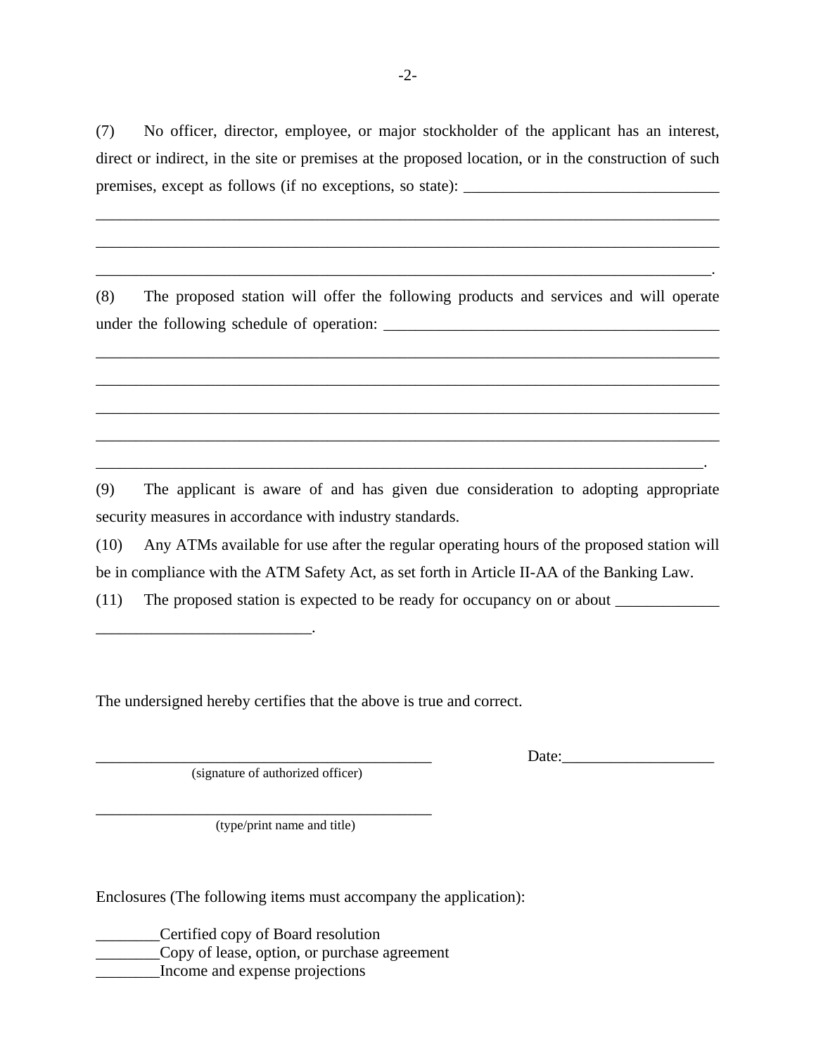(7) No officer, director, employee, or major stockholder of the applicant has an interest, direct or indirect, in the site or premises at the proposed location, or in the construction of such premises, except as follows (if no exceptions, so state): ________________________________

________________________________________________________________________________

________________________________________________________________________________

_______________________________________________________________________________.

(8) The proposed station will offer the following products and services and will operate under the following schedule of operation: ___________________________________________

________________________________________________________________________________

________________________________________________________________________________

________________________________________________________________________________

________________________________________________________________________________

_______________________________________________________________________________.

(9) The applicant is aware of and has given due consideration to adopting appropriate security measures in accordance with industry standards.

(10) Any ATMs available for use after the regular operating hours of the proposed station will be in compliance with the ATM Safety Act, as set forth in Article II-AA of the Banking Law.

(11) The proposed station is expected to be ready for occupancy on or about _____________ ___________________________.

The undersigned hereby certifies that the above is true and correct.

___________________________________________ Date:___________________

(signature of authorized officer)

___________________________________________

(type/print name and title)

Enclosures (The following items must accompany the application):

________Certified copy of Board resolution
________Copy of lease, option, or purchase agreement
________Income and expense projections